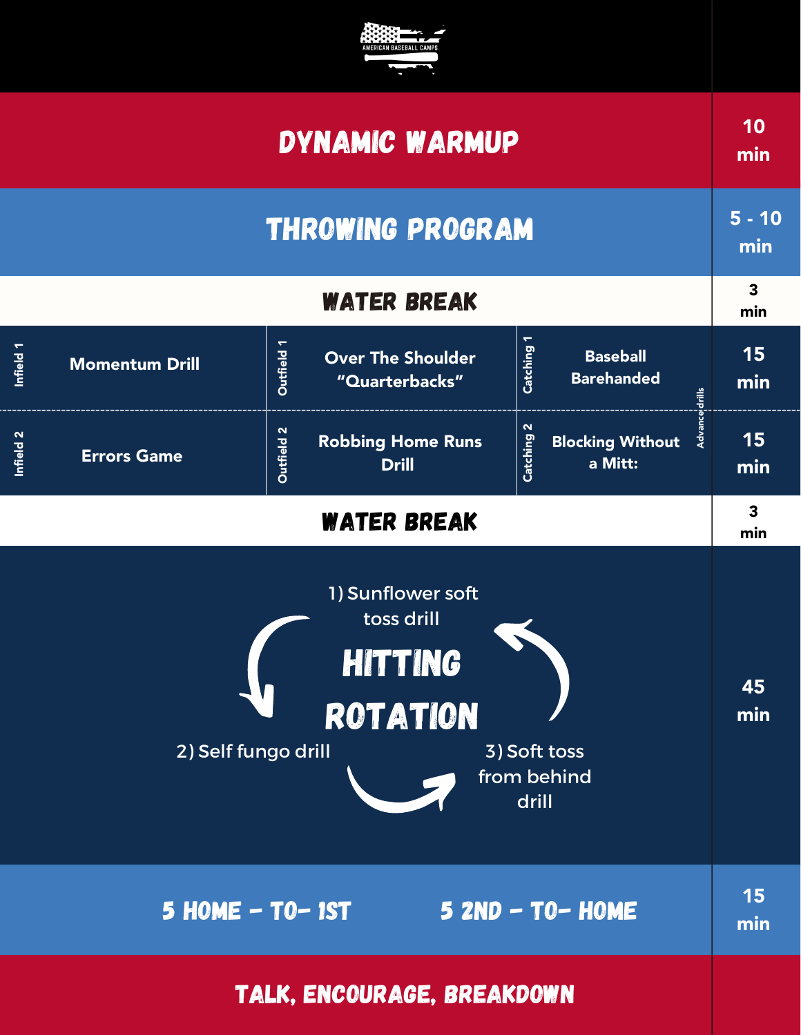AMERICAN BASEBALL CAMPS

## DYNAMIC WARMUP — 10 min

## THROWING PROGRAM — 5 - 10 min

## WATER BREAK — 3 min

| Infield | | Outfield | | Catching | | Time |
|---|---|---|---|---|---|---|
| Infield 1 | Momentum Drill | Outfield 1 | Over The Shoulder "Quarterbacks" | Catching 1 | Baseball Barehanded | 15 min |
| Infield 2 | Errors Game | Outfield 2 | Robbing Home Runs Drill | Catching 2 | Blocking Without a Mitt: | 15 min |

Advance drills

## WATER BREAK — 3 min

## HITTING ROTATION — 45 min

1) Sunflower soft toss drill
2) Self fungo drill
3) Soft toss from behind drill

## 5 HOME - TO- 1ST    5 2ND - TO- HOME — 15 min

## TALK, ENCOURAGE, BREAKDOWN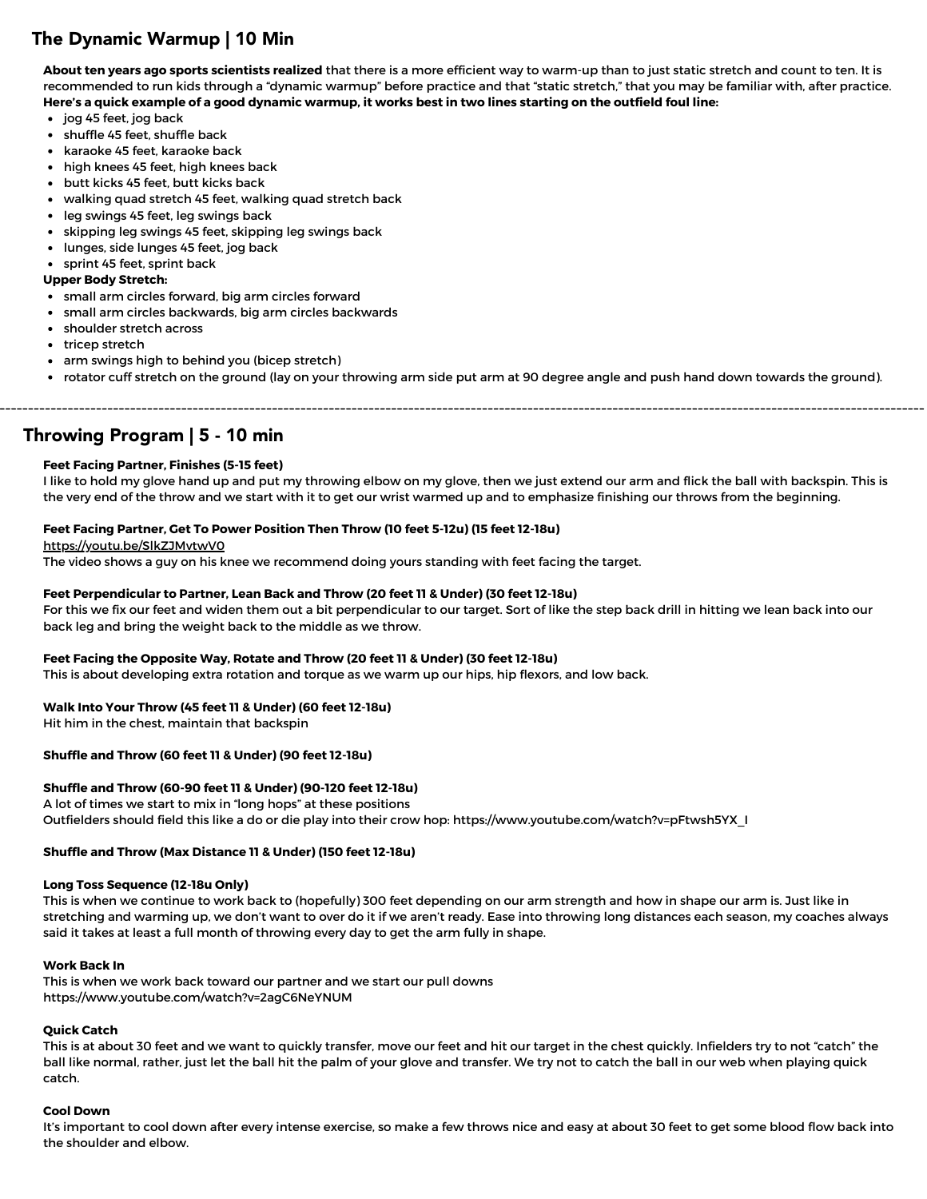## The Dynamic Warmup | 10 Min

**About ten years ago sports scientists realized** that there is a more efficient way to warm-up than to just static stretch and count to ten. It is recommended to run kids through a "dynamic warmup" before practice and that "static stretch," that you may be familiar with, after practice. **Here's a quick example of a good dynamic warmup, it works best in two lines starting on the outfield foul line:**

- jog 45 feet, jog back
- shuffle 45 feet, shuffle back
- karaoke 45 feet, karaoke back
- high knees 45 feet, high knees back
- butt kicks 45 feet, butt kicks back
- walking quad stretch 45 feet, walking quad stretch back
- leg swings 45 feet, leg swings back
- skipping leg swings 45 feet, skipping leg swings back
- lunges, side lunges 45 feet, jog back
- sprint 45 feet, sprint back

**Upper Body Stretch:**

- small arm circles forward, big arm circles forward
- small arm circles backwards, big arm circles backwards
- shoulder stretch across
- tricep stretch
- arm swings high to behind you (bicep stretch)
- rotator cuff stretch on the ground (lay on your throwing arm side put arm at 90 degree angle and push hand down towards the ground).

---

## Throwing Program | 5 - 10 min

**Feet Facing Partner, Finishes (5-15 feet)**
I like to hold my glove hand up and put my throwing elbow on my glove, then we just extend our arm and flick the ball with backspin. This is the very end of the throw and we start with it to get our wrist warmed up and to emphasize finishing our throws from the beginning.

**Feet Facing Partner, Get To Power Position Then Throw (10 feet 5-12u) (15 feet 12-18u)**
https://youtu.be/SlkZJMvtwV0
The video shows a guy on his knee we recommend doing yours standing with feet facing the target.

**Feet Perpendicular to Partner, Lean Back and Throw (20 feet 11 & Under) (30 feet 12-18u)**
For this we fix our feet and widen them out a bit perpendicular to our target. Sort of like the step back drill in hitting we lean back into our back leg and bring the weight back to the middle as we throw.

**Feet Facing the Opposite Way, Rotate and Throw (20 feet 11 & Under) (30 feet 12-18u)**
This is about developing extra rotation and torque as we warm up our hips, hip flexors, and low back.

**Walk Into Your Throw (45 feet 11 & Under) (60 feet 12-18u)**
Hit him in the chest, maintain that backspin

**Shuffle and Throw (60 feet 11 & Under) (90 feet 12-18u)**

**Shuffle and Throw (60-90 feet 11 & Under) (90-120 feet 12-18u)**
A lot of times we start to mix in "long hops" at these positions
Outfielders should field this like a do or die play into their crow hop: https://www.youtube.com/watch?v=pFtwsh5YX_I

**Shuffle and Throw (Max Distance 11 & Under) (150 feet 12-18u)**

**Long Toss Sequence (12-18u Only)**
This is when we continue to work back to (hopefully) 300 feet depending on our arm strength and how in shape our arm is. Just like in stretching and warming up, we don't want to over do it if we aren't ready. Ease into throwing long distances each season, my coaches always said it takes at least a full month of throwing every day to get the arm fully in shape.

**Work Back In**
This is when we work back toward our partner and we start our pull downs
https://www.youtube.com/watch?v=2agC6NeYNUM

**Quick Catch**
This is at about 30 feet and we want to quickly transfer, move our feet and hit our target in the chest quickly. Infielders try to not "catch" the ball like normal, rather, just let the ball hit the palm of your glove and transfer. We try not to catch the ball in our web when playing quick catch.

**Cool Down**
It's important to cool down after every intense exercise, so make a few throws nice and easy at about 30 feet to get some blood flow back into the shoulder and elbow.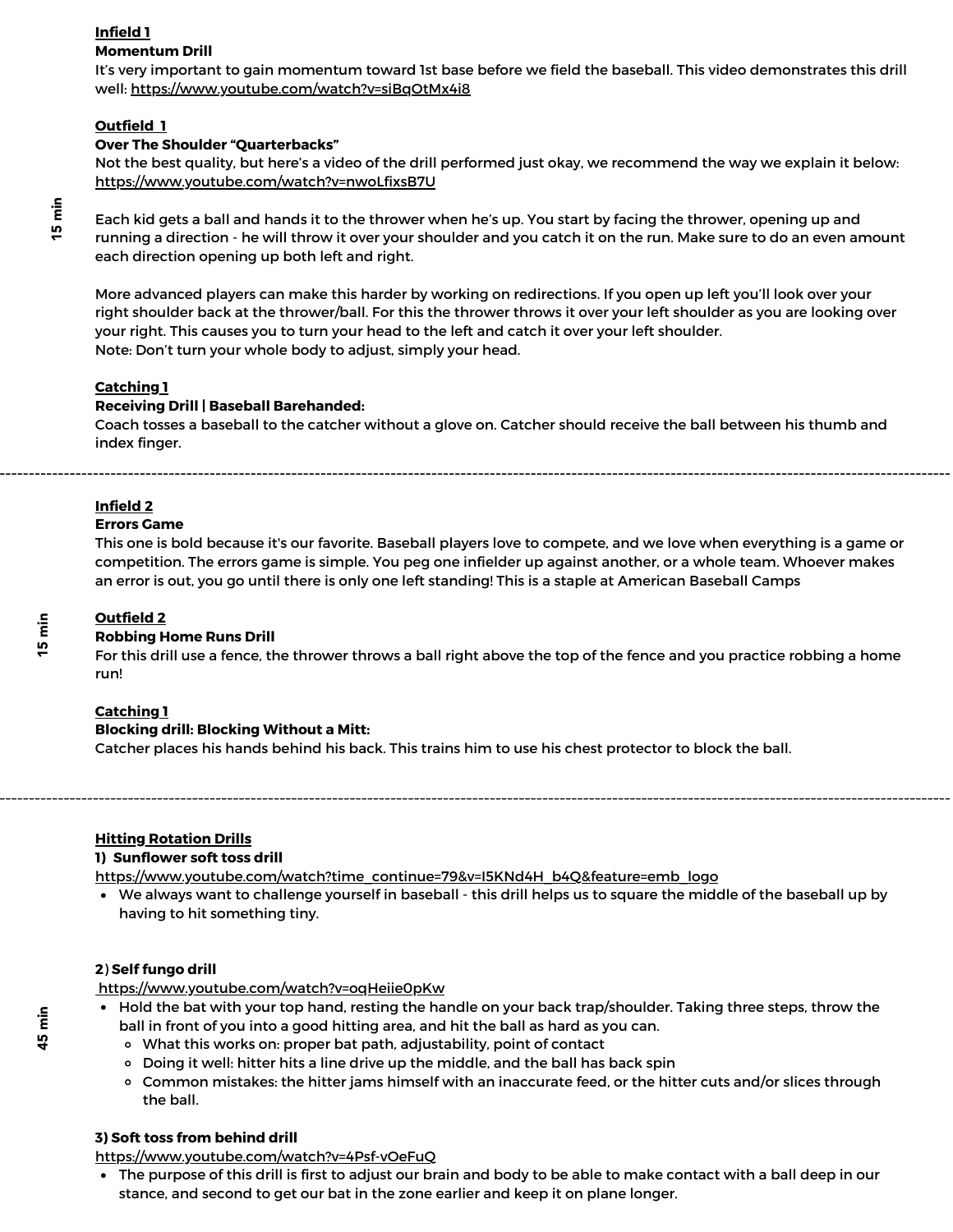15 min

**Infield 1**

**Momentum Drill**

It's very important to gain momentum toward 1st base before we field the baseball. This video demonstrates this drill well: https://www.youtube.com/watch?v=siBqOtMx4i8

**Outfield 1**

**Over The Shoulder "Quarterbacks"**

Not the best quality, but here's a video of the drill performed just okay, we recommend the way we explain it below: https://www.youtube.com/watch?v=nwoLfixsB7U

Each kid gets a ball and hands it to the thrower when he's up. You start by facing the thrower, opening up and running a direction - he will throw it over your shoulder and you catch it on the run. Make sure to do an even amount each direction opening up both left and right.

More advanced players can make this harder by working on redirections. If you open up left you'll look over your right shoulder back at the thrower/ball. For this the thrower throws it over your left shoulder as you are looking over your right. This causes you to turn your head to the left and catch it over your left shoulder.
Note: Don't turn your whole body to adjust, simply your head.

**Catching 1**

**Receiving Drill | Baseball Barehanded:**

Coach tosses a baseball to the catcher without a glove on. Catcher should receive the ball between his thumb and index finger.

---

15 min

**Infield 2**

**Errors Game**

This one is bold because it's our favorite. Baseball players love to compete, and we love when everything is a game or competition. The errors game is simple. You peg one infielder up against another, or a whole team. Whoever makes an error is out, you go until there is only one left standing! This is a staple at American Baseball Camps

**Outfield 2**

**Robbing Home Runs Drill**

For this drill use a fence, the thrower throws a ball right above the top of the fence and you practice robbing a home run!

**Catching 1**

**Blocking drill: Blocking Without a Mitt:**

Catcher places his hands behind his back. This trains him to use his chest protector to block the ball.

---

45 min

**Hitting Rotation Drills**

**1) Sunflower soft toss drill**

https://www.youtube.com/watch?time_continue=79&v=I5KNd4H_b4Q&feature=emb_logo

- We always want to challenge yourself in baseball - this drill helps us to square the middle of the baseball up by having to hit something tiny.

**2) Self fungo drill**

https://www.youtube.com/watch?v=oqHeiie0pKw

- Hold the bat with your top hand, resting the handle on your back trap/shoulder. Taking three steps, throw the ball in front of you into a good hitting area, and hit the ball as hard as you can.
  - What this works on: proper bat path, adjustability, point of contact
  - Doing it well: hitter hits a line drive up the middle, and the ball has back spin
  - Common mistakes: the hitter jams himself with an inaccurate feed, or the hitter cuts and/or slices through the ball.

**3) Soft toss from behind drill**

https://www.youtube.com/watch?v=4Psf-vOeFuQ

- The purpose of this drill is first to adjust our brain and body to be able to make contact with a ball deep in our stance, and second to get our bat in the zone earlier and keep it on plane longer.